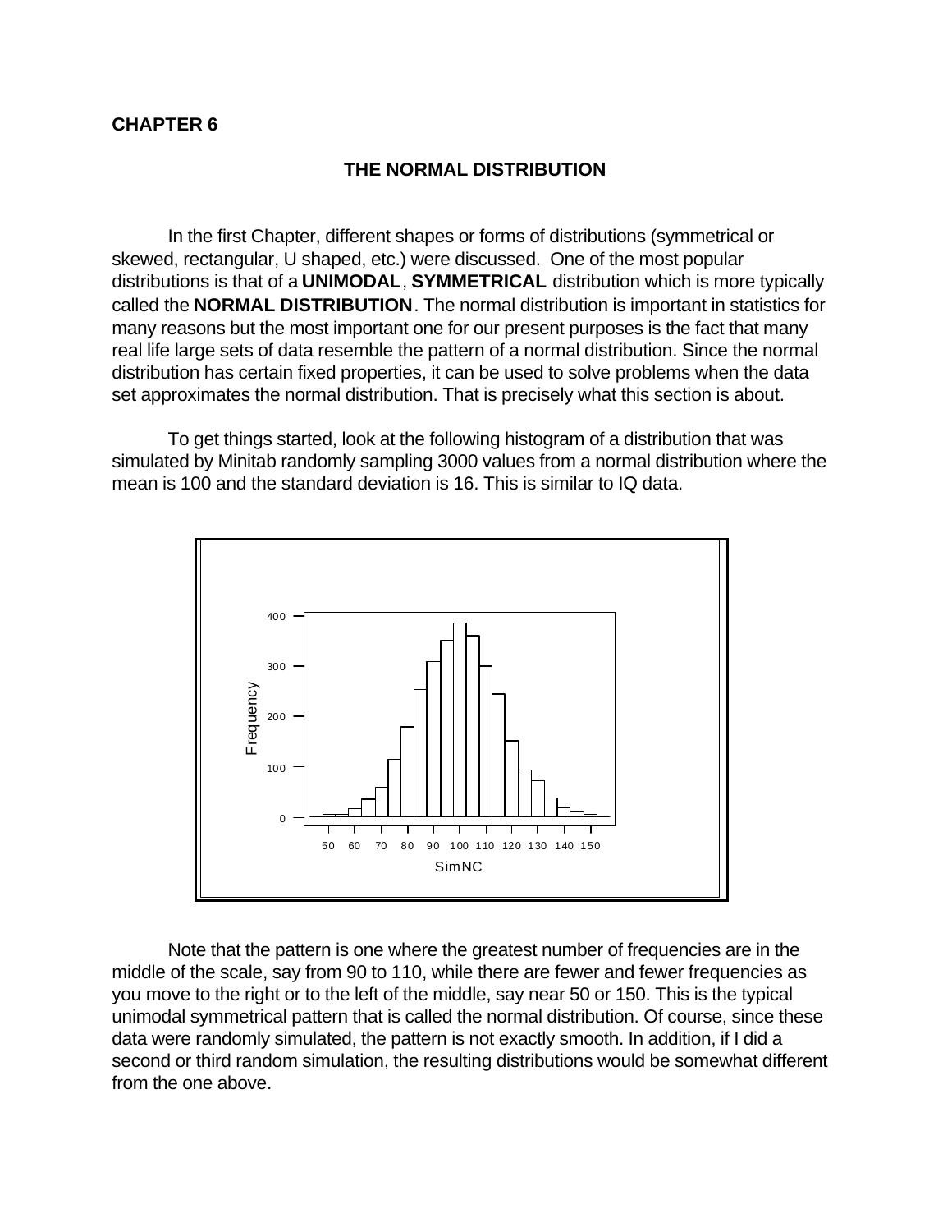**CHAPTER 6**

## THE NORMAL DISTRIBUTION

In the first Chapter, different shapes or forms of distributions (symmetrical or skewed, rectangular, U shaped, etc.) were discussed. One of the most popular distributions is that of a **UNIMODAL**, **SYMMETRICAL** distribution which is more typically called the **NORMAL DISTRIBUTION**. The normal distribution is important in statistics for many reasons but the most important one for our present purposes is the fact that many real life large sets of data resemble the pattern of a normal distribution. Since the normal distribution has certain fixed properties, it can be used to solve problems when the data set approximates the normal distribution. That is precisely what this section is about.

To get things started, look at the following histogram of a distribution that was simulated by Minitab randomly sampling 3000 values from a normal distribution where the mean is 100 and the standard deviation is 16. This is similar to IQ data.

Note that the pattern is one where the greatest number of frequencies are in the middle of the scale, say from 90 to 110, while there are fewer and fewer frequencies as you move to the right or to the left of the middle, say near 50 or 150. This is the typical unimodal symmetrical pattern that is called the normal distribution. Of course, since these data were randomly simulated, the pattern is not exactly smooth. In addition, if I did a second or third random simulation, the resulting distributions would be somewhat different from the one above.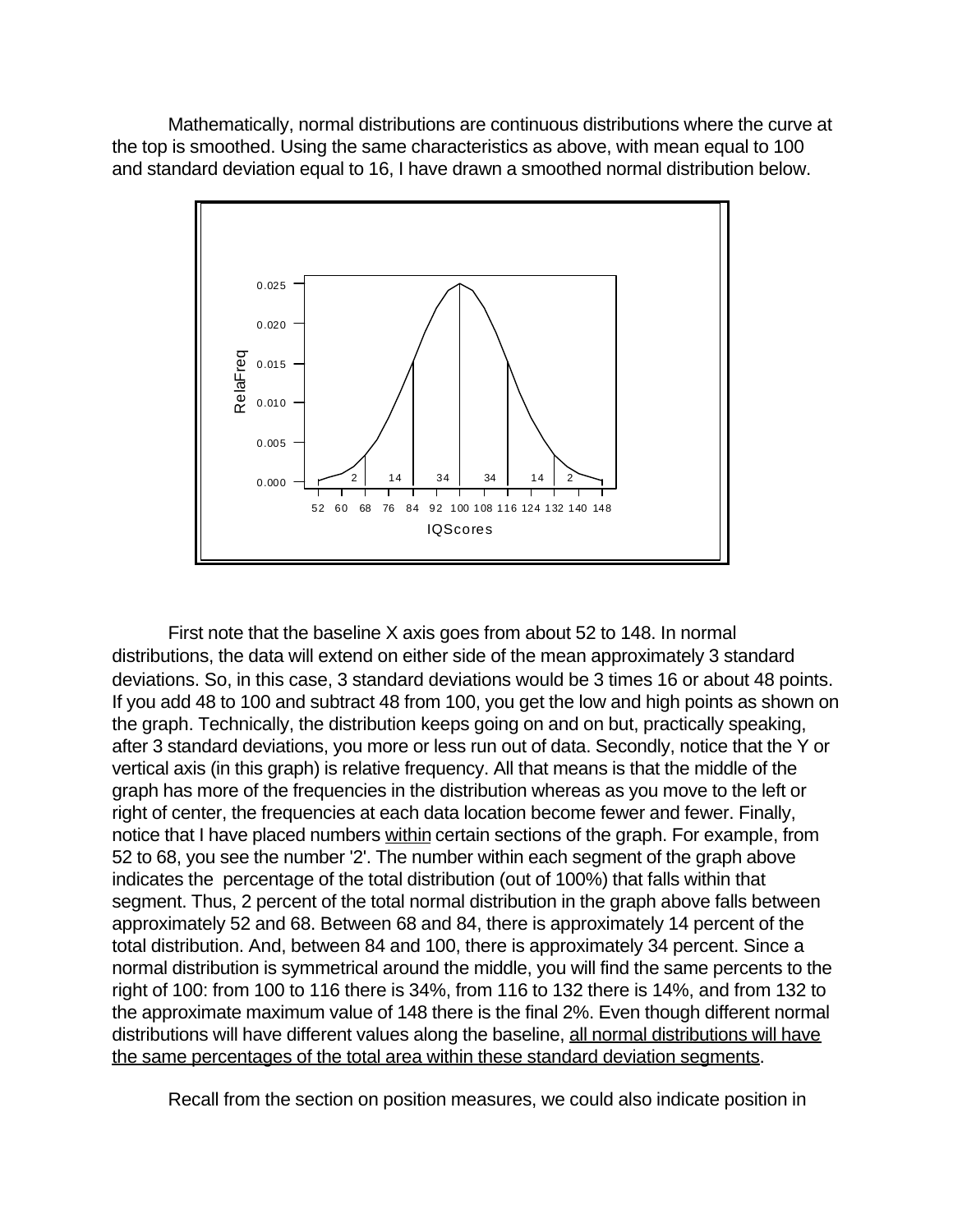Mathematically, normal distributions are continuous distributions where the curve at the top is smoothed. Using the same characteristics as above, with mean equal to 100 and standard deviation equal to 16, I have drawn a smoothed normal distribution below.

First note that the baseline X axis goes from about 52 to 148. In normal distributions, the data will extend on either side of the mean approximately 3 standard deviations. So, in this case, 3 standard deviations would be 3 times 16 or about 48 points. If you add 48 to 100 and subtract 48 from 100, you get the low and high points as shown on the graph. Technically, the distribution keeps going on and on but, practically speaking, after 3 standard deviations, you more or less run out of data. Secondly, notice that the Y or vertical axis (in this graph) is relative frequency. All that means is that the middle of the graph has more of the frequencies in the distribution whereas as you move to the left or right of center, the frequencies at each data location become fewer and fewer. Finally, notice that I have placed numbers <u>within</u> certain sections of the graph. For example, from 52 to 68, you see the number '2'. The number within each segment of the graph above indicates the percentage of the total distribution (out of 100%) that falls within that segment. Thus, 2 percent of the total normal distribution in the graph above falls between approximately 52 and 68. Between 68 and 84, there is approximately 14 percent of the total distribution. And, between 84 and 100, there is approximately 34 percent. Since a normal distribution is symmetrical around the middle, you will find the same percents to the right of 100: from 100 to 116 there is 34%, from 116 to 132 there is 14%, and from 132 to the approximate maximum value of 148 there is the final 2%. Even though different normal distributions will have different values along the baseline, <u>all normal distributions will have the same percentages of the total area within these standard deviation segments</u>.

Recall from the section on position measures, we could also indicate position in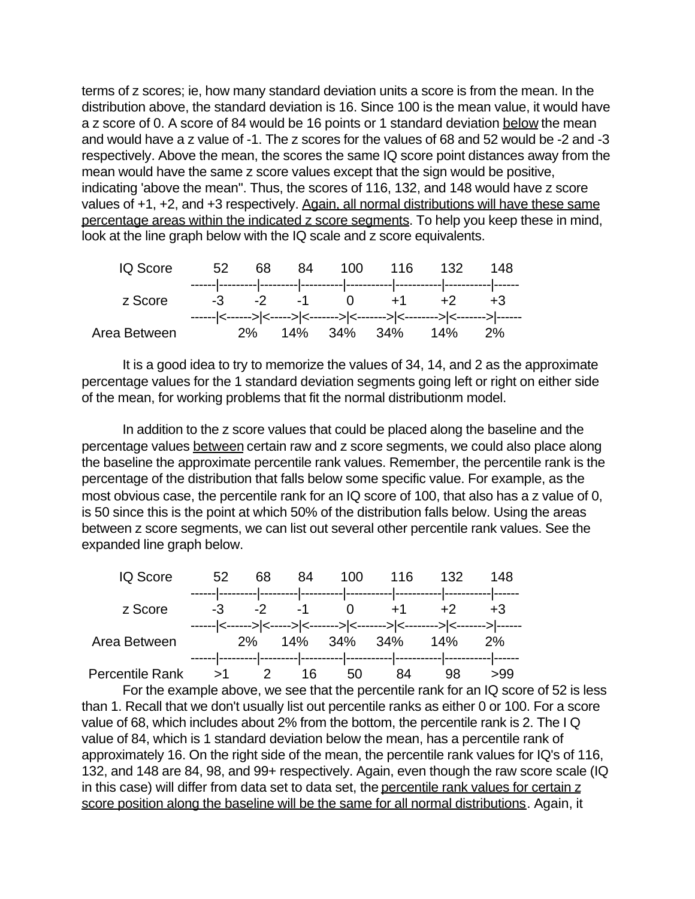terms of z scores; ie, how many standard deviation units a score is from the mean. In the distribution above, the standard deviation is 16. Since 100 is the mean value, it would have a z score of 0. A score of 84 would be 16 points or 1 standard deviation <u>below</u> the mean and would have a z value of -1. The z scores for the values of 68 and 52 would be -2 and -3 respectively. Above the mean, the scores the same IQ score point distances away from the mean would have the same z score values except that the sign would be positive, indicating 'above the mean". Thus, the scores of 116, 132, and 148 would have z score values of +1, +2, and +3 respectively. <u>Again, all normal distributions will have these same percentage areas within the indicated z score segments</u>. To help you keep these in mind, look at the line graph below with the IQ scale and z score equivalents.

```
    IQ Score        52      68      84      100      116      132      148
                ------|---------|---------|----------|-----------|-----------|-----------|------
     z Score        -3      -2      -1       0       +1       +2       +3
                ------|<------>|<----->|<------->|<------->|<-------->|<------->|------
  Area Between          2%     14%     34%     34%      14%      2%
```

It is a good idea to try to memorize the values of 34, 14, and 2 as the approximate percentage values for the 1 standard deviation segments going left or right on either side of the mean, for working problems that fit the normal distributionm model.

In addition to the z score values that could be placed along the baseline and the percentage values <u>between</u> certain raw and z score segments, we could also place along the baseline the approximate percentile rank values. Remember, the percentile rank is the percentage of the distribution that falls below some specific value. For example, as the most obvious case, the percentile rank for an IQ score of 100, that also has a z value of 0, is 50 since this is the point at which 50% of the distribution falls below. Using the areas between z score segments, we can list out several other percentile rank values. See the expanded line graph below.

```
    IQ Score        52      68      84      100      116      132      148
                ------|---------|---------|----------|-----------|-----------|-----------|------
     z Score        -3      -2      -1       0       +1       +2       +3
                ------|<------>|<----->|<------->|<------->|<-------->|<------->|------
  Area Between          2%     14%     34%     34%      14%      2%
                ------|---------|---------|----------|-----------|-----------|-----------|------
 Percentile Rank    >1       2      16      50       84       98      >99
```

For the example above, we see that the percentile rank for an IQ score of 52 is less than 1. Recall that we don't usually list out percentile ranks as either 0 or 100. For a score value of 68, which includes about 2% from the bottom, the percentile rank is 2. The I Q value of 84, which is 1 standard deviation below the mean, has a percentile rank of approximately 16. On the right side of the mean, the percentile rank values for IQ's of 116, 132, and 148 are 84, 98, and 99+ respectively. Again, even though the raw score scale (IQ in this case) will differ from data set to data set, the <u>percentile rank values for certain z score position along the baseline will be the same for all normal distributions</u>. Again, it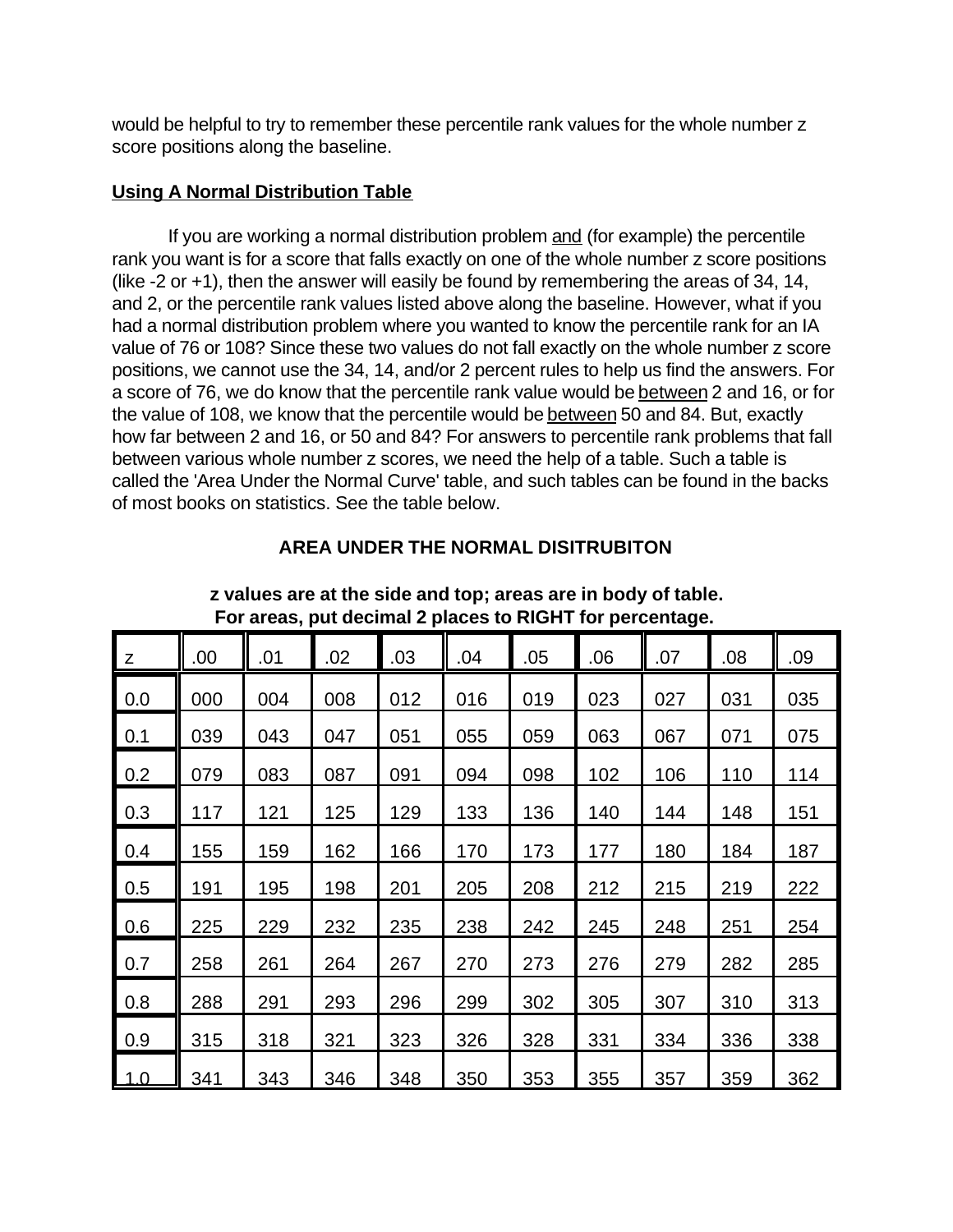would be helpful to try to remember these percentile rank values for the whole number z score positions along the baseline.

## Using A Normal Distribution Table

If you are working a normal distribution problem and (for example) the percentile rank you want is for a score that falls exactly on one of the whole number z score positions (like -2 or +1), then the answer will easily be found by remembering the areas of 34, 14, and 2, or the percentile rank values listed above along the baseline. However, what if you had a normal distribution problem where you wanted to know the percentile rank for an IA value of 76 or 108? Since these two values do not fall exactly on the whole number z score positions, we cannot use the 34, 14, and/or 2 percent rules to help us find the answers. For a score of 76, we do know that the percentile rank value would be between 2 and 16, or for the value of 108, we know that the percentile would be between 50 and 84. But, exactly how far between 2 and 16, or 50 and 84? For answers to percentile rank problems that fall between various whole number z scores, we need the help of a table. Such a table is called the 'Area Under the Normal Curve' table, and such tables can be found in the backs of most books on statistics. See the table below.

**AREA UNDER THE NORMAL DISITRUBITON**

**z values are at the side and top; areas are in body of table.**
**For areas, put decimal 2 places to RIGHT for percentage.**

| z | .00 | .01 | .02 | .03 | .04 | .05 | .06 | .07 | .08 | .09 |
|---|---|---|---|---|---|---|---|---|---|---|
| 0.0 | 000 | 004 | 008 | 012 | 016 | 019 | 023 | 027 | 031 | 035 |
| 0.1 | 039 | 043 | 047 | 051 | 055 | 059 | 063 | 067 | 071 | 075 |
| 0.2 | 079 | 083 | 087 | 091 | 094 | 098 | 102 | 106 | 110 | 114 |
| 0.3 | 117 | 121 | 125 | 129 | 133 | 136 | 140 | 144 | 148 | 151 |
| 0.4 | 155 | 159 | 162 | 166 | 170 | 173 | 177 | 180 | 184 | 187 |
| 0.5 | 191 | 195 | 198 | 201 | 205 | 208 | 212 | 215 | 219 | 222 |
| 0.6 | 225 | 229 | 232 | 235 | 238 | 242 | 245 | 248 | 251 | 254 |
| 0.7 | 258 | 261 | 264 | 267 | 270 | 273 | 276 | 279 | 282 | 285 |
| 0.8 | 288 | 291 | 293 | 296 | 299 | 302 | 305 | 307 | 310 | 313 |
| 0.9 | 315 | 318 | 321 | 323 | 326 | 328 | 331 | 334 | 336 | 338 |
| 1.0 | 341 | 343 | 346 | 348 | 350 | 353 | 355 | 357 | 359 | 362 |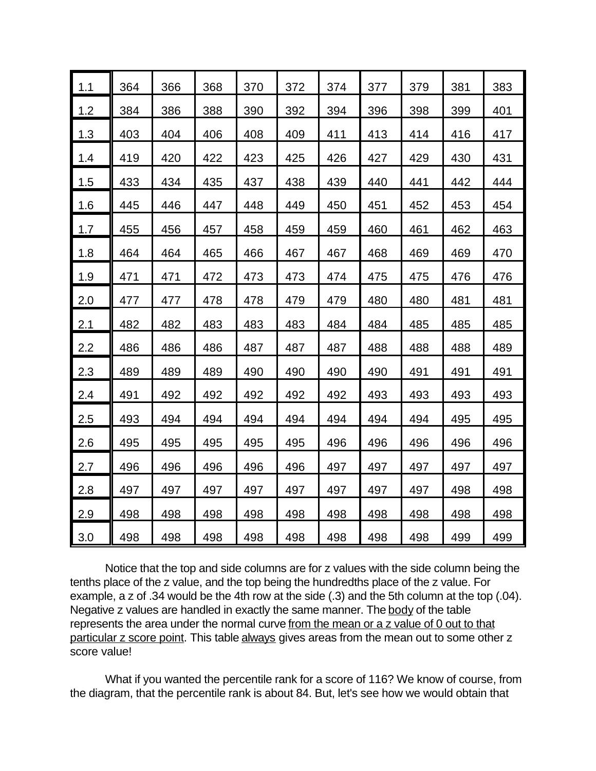| | | | | | | | | | | |
|---|---|---|---|---|---|---|---|---|---|---|
| 1.1 | 364 | 366 | 368 | 370 | 372 | 374 | 377 | 379 | 381 | 383 |
| 1.2 | 384 | 386 | 388 | 390 | 392 | 394 | 396 | 398 | 399 | 401 |
| 1.3 | 403 | 404 | 406 | 408 | 409 | 411 | 413 | 414 | 416 | 417 |
| 1.4 | 419 | 420 | 422 | 423 | 425 | 426 | 427 | 429 | 430 | 431 |
| 1.5 | 433 | 434 | 435 | 437 | 438 | 439 | 440 | 441 | 442 | 444 |
| 1.6 | 445 | 446 | 447 | 448 | 449 | 450 | 451 | 452 | 453 | 454 |
| 1.7 | 455 | 456 | 457 | 458 | 459 | 459 | 460 | 461 | 462 | 463 |
| 1.8 | 464 | 464 | 465 | 466 | 467 | 467 | 468 | 469 | 469 | 470 |
| 1.9 | 471 | 471 | 472 | 473 | 473 | 474 | 475 | 475 | 476 | 476 |
| 2.0 | 477 | 477 | 478 | 478 | 479 | 479 | 480 | 480 | 481 | 481 |
| 2.1 | 482 | 482 | 483 | 483 | 483 | 484 | 484 | 485 | 485 | 485 |
| 2.2 | 486 | 486 | 486 | 487 | 487 | 487 | 488 | 488 | 488 | 489 |
| 2.3 | 489 | 489 | 489 | 490 | 490 | 490 | 490 | 491 | 491 | 491 |
| 2.4 | 491 | 492 | 492 | 492 | 492 | 492 | 493 | 493 | 493 | 493 |
| 2.5 | 493 | 494 | 494 | 494 | 494 | 494 | 494 | 494 | 495 | 495 |
| 2.6 | 495 | 495 | 495 | 495 | 495 | 496 | 496 | 496 | 496 | 496 |
| 2.7 | 496 | 496 | 496 | 496 | 496 | 497 | 497 | 497 | 497 | 497 |
| 2.8 | 497 | 497 | 497 | 497 | 497 | 497 | 497 | 497 | 498 | 498 |
| 2.9 | 498 | 498 | 498 | 498 | 498 | 498 | 498 | 498 | 498 | 498 |
| 3.0 | 498 | 498 | 498 | 498 | 498 | 498 | 498 | 498 | 499 | 499 |

Notice that the top and side columns are for z values with the side column being the tenths place of the z value, and the top being the hundredths place of the z value. For example, a z of .34 would be the 4th row at the side (.3) and the 5th column at the top (.04). Negative z values are handled in exactly the same manner. The body of the table represents the area under the normal curve from the mean or a z value of 0 out to that particular z score point. This table always gives areas from the mean out to some other z score value!

What if you wanted the percentile rank for a score of 116? We know of course, from the diagram, that the percentile rank is about 84. But, let's see how we would obtain that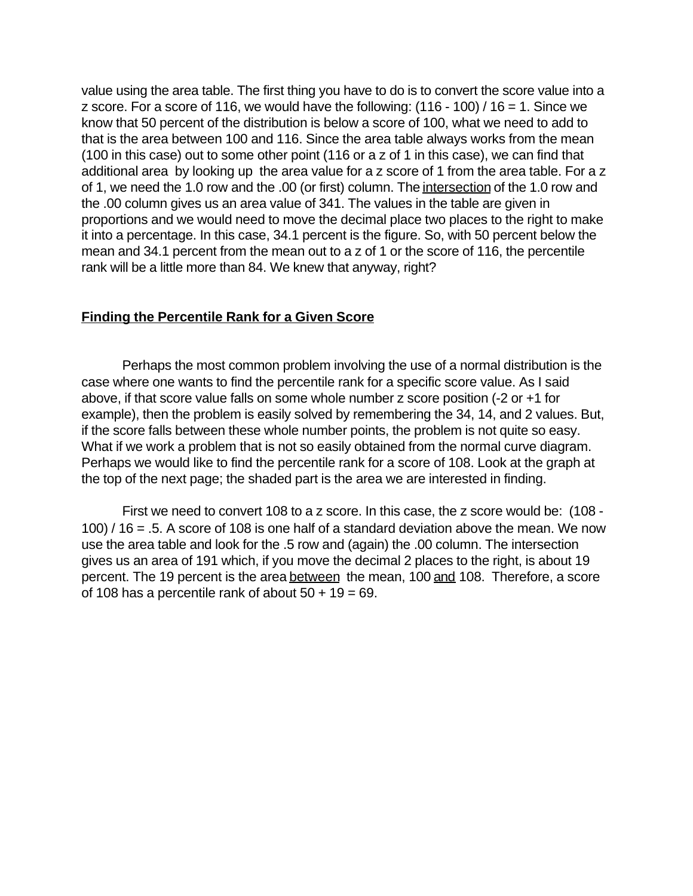value using the area table. The first thing you have to do is to convert the score value into a z score. For a score of 116, we would have the following: $(116 - 100) / 16 = 1$. Since we know that 50 percent of the distribution is below a score of 100, what we need to add to that is the area between 100 and 116. Since the area table always works from the mean (100 in this case) out to some other point (116 or a z of 1 in this case), we can find that additional area by looking up the area value for a z score of 1 from the area table. For a z of 1, we need the 1.0 row and the .00 (or first) column. The intersection of the 1.0 row and the .00 column gives us an area value of 341. The values in the table are given in proportions and we would need to move the decimal place two places to the right to make it into a percentage. In this case, 34.1 percent is the figure. So, with 50 percent below the mean and 34.1 percent from the mean out to a z of 1 or the score of 116, the percentile rank will be a little more than 84. We knew that anyway, right?

## Finding the Percentile Rank for a Given Score

Perhaps the most common problem involving the use of a normal distribution is the case where one wants to find the percentile rank for a specific score value. As I said above, if that score value falls on some whole number z score position (-2 or +1 for example), then the problem is easily solved by remembering the 34, 14, and 2 values. But, if the score falls between these whole number points, the problem is not quite so easy. What if we work a problem that is not so easily obtained from the normal curve diagram. Perhaps we would like to find the percentile rank for a score of 108. Look at the graph at the top of the next page; the shaded part is the area we are interested in finding.

First we need to convert 108 to a z score. In this case, the z score would be: $(108 - 100) / 16 = .5$. A score of 108 is one half of a standard deviation above the mean. We now use the area table and look for the .5 row and (again) the .00 column. The intersection gives us an area of 191 which, if you move the decimal 2 places to the right, is about 19 percent. The 19 percent is the area between the mean, 100 and 108. Therefore, a score of 108 has a percentile rank of about $50 + 19 = 69$.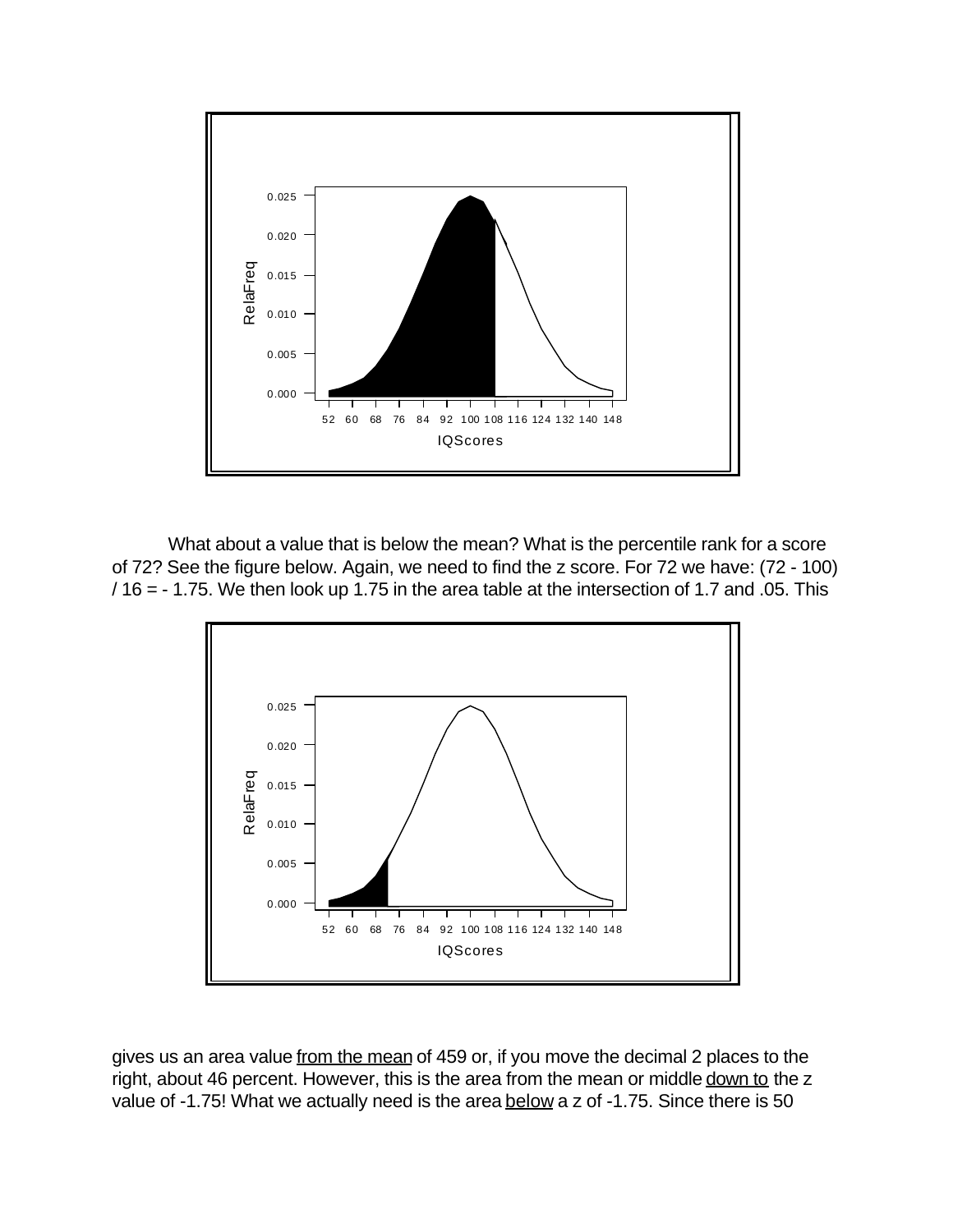What about a value that is below the mean? What is the percentile rank for a score of 72? See the figure below. Again, we need to find the z score. For 72 we have: (72 - 100) / 16 = - 1.75. We then look up 1.75 in the area table at the intersection of 1.7 and .05. This

gives us an area value from the mean of 459 or, if you move the decimal 2 places to the right, about 46 percent. However, this is the area from the mean or middle down to the z value of -1.75! What we actually need is the area below a z of -1.75. Since there is 50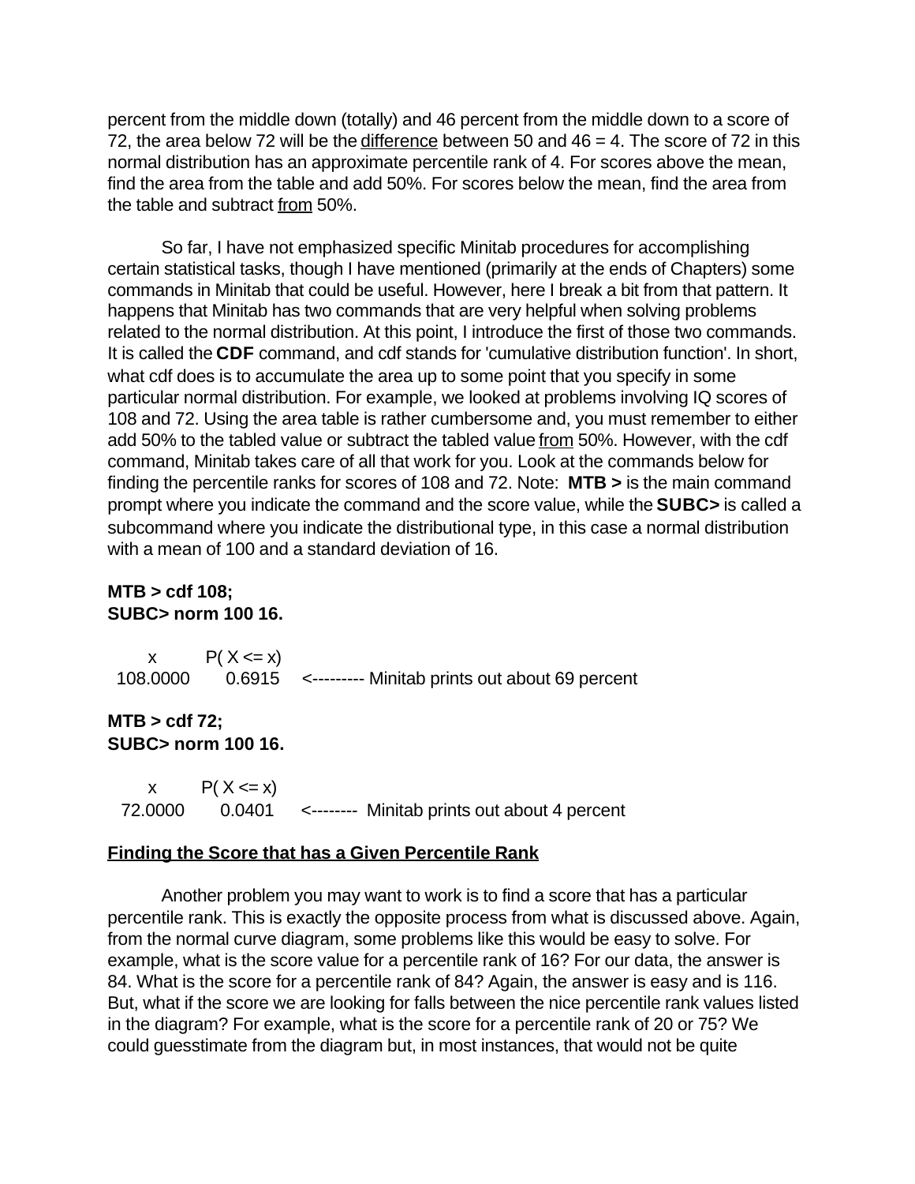percent from the middle down (totally) and 46 percent from the middle down to a score of 72, the area below 72 will be the difference between 50 and 46 = 4. The score of 72 in this normal distribution has an approximate percentile rank of 4. For scores above the mean, find the area from the table and add 50%. For scores below the mean, find the area from the table and subtract from 50%.

So far, I have not emphasized specific Minitab procedures for accomplishing certain statistical tasks, though I have mentioned (primarily at the ends of Chapters) some commands in Minitab that could be useful. However, here I break a bit from that pattern. It happens that Minitab has two commands that are very helpful when solving problems related to the normal distribution. At this point, I introduce the first of those two commands. It is called the **CDF** command, and cdf stands for 'cumulative distribution function'. In short, what cdf does is to accumulate the area up to some point that you specify in some particular normal distribution. For example, we looked at problems involving IQ scores of 108 and 72. Using the area table is rather cumbersome and, you must remember to either add 50% to the tabled value or subtract the tabled value from 50%. However, with the cdf command, Minitab takes care of all that work for you. Look at the commands below for finding the percentile ranks for scores of 108 and 72. Note: **MTB >** is the main command prompt where you indicate the command and the score value, while the **SUBC>** is called a subcommand where you indicate the distributional type, in this case a normal distribution with a mean of 100 and a standard deviation of 16.

```
MTB > cdf 108;
SUBC> norm 100 16.

      x        P( X <= x)
  108.0000       0.6915    <--------- Minitab prints out about 69 percent

MTB > cdf 72;
SUBC> norm 100 16.

      x        P( X <= x)
   72.0000       0.0401    <--------  Minitab prints out about 4 percent
```

## Finding the Score that has a Given Percentile Rank

Another problem you may want to work is to find a score that has a particular percentile rank. This is exactly the opposite process from what is discussed above. Again, from the normal curve diagram, some problems like this would be easy to solve. For example, what is the score value for a percentile rank of 16? For our data, the answer is 84. What is the score for a percentile rank of 84? Again, the answer is easy and is 116. But, what if the score we are looking for falls between the nice percentile rank values listed in the diagram? For example, what is the score for a percentile rank of 20 or 75? We could guesstimate from the diagram but, in most instances, that would not be quite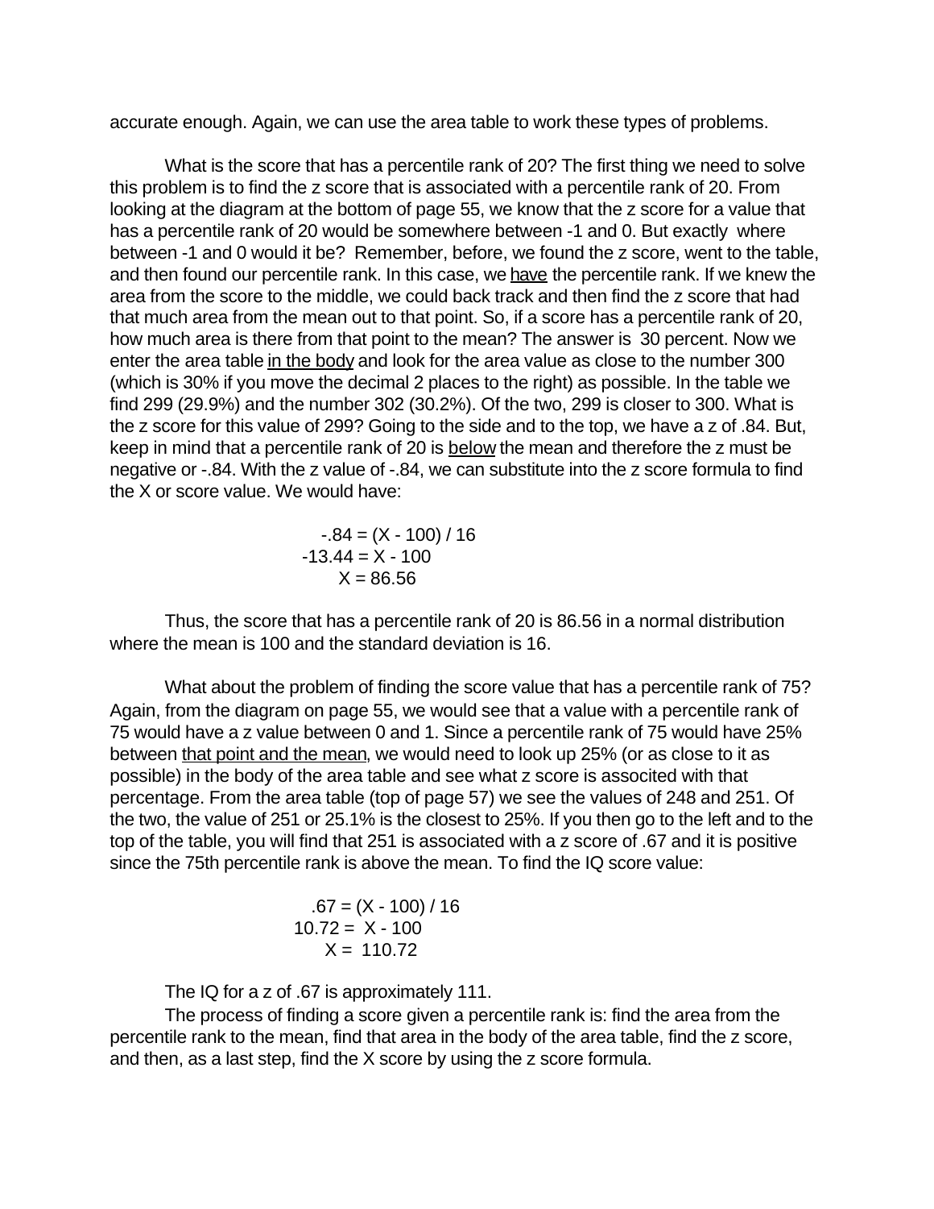accurate enough. Again, we can use the area table to work these types of problems.

What is the score that has a percentile rank of 20? The first thing we need to solve this problem is to find the z score that is associated with a percentile rank of 20. From looking at the diagram at the bottom of page 55, we know that the z score for a value that has a percentile rank of 20 would be somewhere between -1 and 0. But exactly where between -1 and 0 would it be? Remember, before, we found the z score, went to the table, and then found our percentile rank. In this case, we <u>have</u> the percentile rank. If we knew the area from the score to the middle, we could back track and then find the z score that had that much area from the mean out to that point. So, if a score has a percentile rank of 20, how much area is there from that point to the mean? The answer is 30 percent. Now we enter the area table <u>in the body</u> and look for the area value as close to the number 300 (which is 30% if you move the decimal 2 places to the right) as possible. In the table we find 299 (29.9%) and the number 302 (30.2%). Of the two, 299 is closer to 300. What is the z score for this value of 299? Going to the side and to the top, we have a z of .84. But, keep in mind that a percentile rank of 20 is <u>below</u> the mean and therefore the z must be negative or -.84. With the z value of -.84, we can substitute into the z score formula to find the X or score value. We would have:

$$-.84 = (X - 100) / 16$$
$$-13.44 = X - 100$$
$$X = 86.56$$

Thus, the score that has a percentile rank of 20 is 86.56 in a normal distribution where the mean is 100 and the standard deviation is 16.

What about the problem of finding the score value that has a percentile rank of 75? Again, from the diagram on page 55, we would see that a value with a percentile rank of 75 would have a z value between 0 and 1. Since a percentile rank of 75 would have 25% between <u>that point and the mean</u>, we would need to look up 25% (or as close to it as possible) in the body of the area table and see what z score is associted with that percentage. From the area table (top of page 57) we see the values of 248 and 251. Of the two, the value of 251 or 25.1% is the closest to 25%. If you then go to the left and to the top of the table, you will find that 251 is associated with a z score of .67 and it is positive since the 75th percentile rank is above the mean. To find the IQ score value:

$$.67 = (X - 100) / 16$$
$$10.72 = X - 100$$
$$X = 110.72$$

The IQ for a z of .67 is approximately 111.

The process of finding a score given a percentile rank is: find the area from the percentile rank to the mean, find that area in the body of the area table, find the z score, and then, as a last step, find the X score by using the z score formula.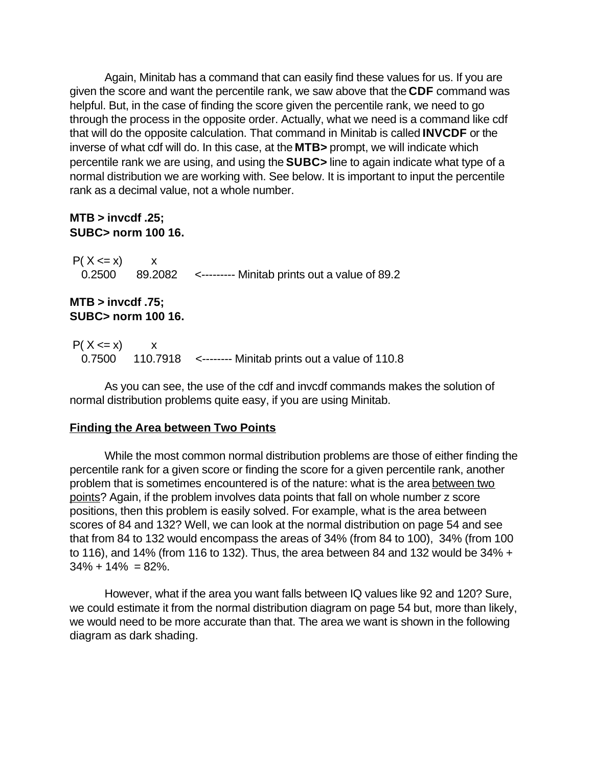Again, Minitab has a command that can easily find these values for us. If you are given the score and want the percentile rank, we saw above that the **CDF** command was helpful. But, in the case of finding the score given the percentile rank, we need to go through the process in the opposite order. Actually, what we need is a command like cdf that will do the opposite calculation. That command in Minitab is called **INVCDF** or the inverse of what cdf will do. In this case, at the **MTB>** prompt, we will indicate which percentile rank we are using, and using the **SUBC>** line to again indicate what type of a normal distribution we are working with. See below. It is important to input the percentile rank as a decimal value, not a whole number.

**MTB > invcdf .25;**
**SUBC> norm 100 16.**

```
 P( X <= x)        x
   0.2500      89.2082     <--------- Minitab prints out a value of 89.2
```

**MTB > invcdf .75;**
**SUBC> norm 100 16.**

```
 P( X <= x)        x
   0.7500     110.7918    <-------- Minitab prints out a value of 110.8
```

As you can see, the use of the cdf and invcdf commands makes the solution of normal distribution problems quite easy, if you are using Minitab.

**Finding the Area between Two Points**

While the most common normal distribution problems are those of either finding the percentile rank for a given score or finding the score for a given percentile rank, another problem that is sometimes encountered is of the nature: what is the area between two points? Again, if the problem involves data points that fall on whole number z score positions, then this problem is easily solved. For example, what is the area between scores of 84 and 132? Well, we can look at the normal distribution on page 54 and see that from 84 to 132 would encompass the areas of 34% (from 84 to 100), 34% (from 100 to 116), and 14% (from 116 to 132). Thus, the area between 84 and 132 would be 34% + 34% + 14% = 82%.

However, what if the area you want falls between IQ values like 92 and 120? Sure, we could estimate it from the normal distribution diagram on page 54 but, more than likely, we would need to be more accurate than that. The area we want is shown in the following diagram as dark shading.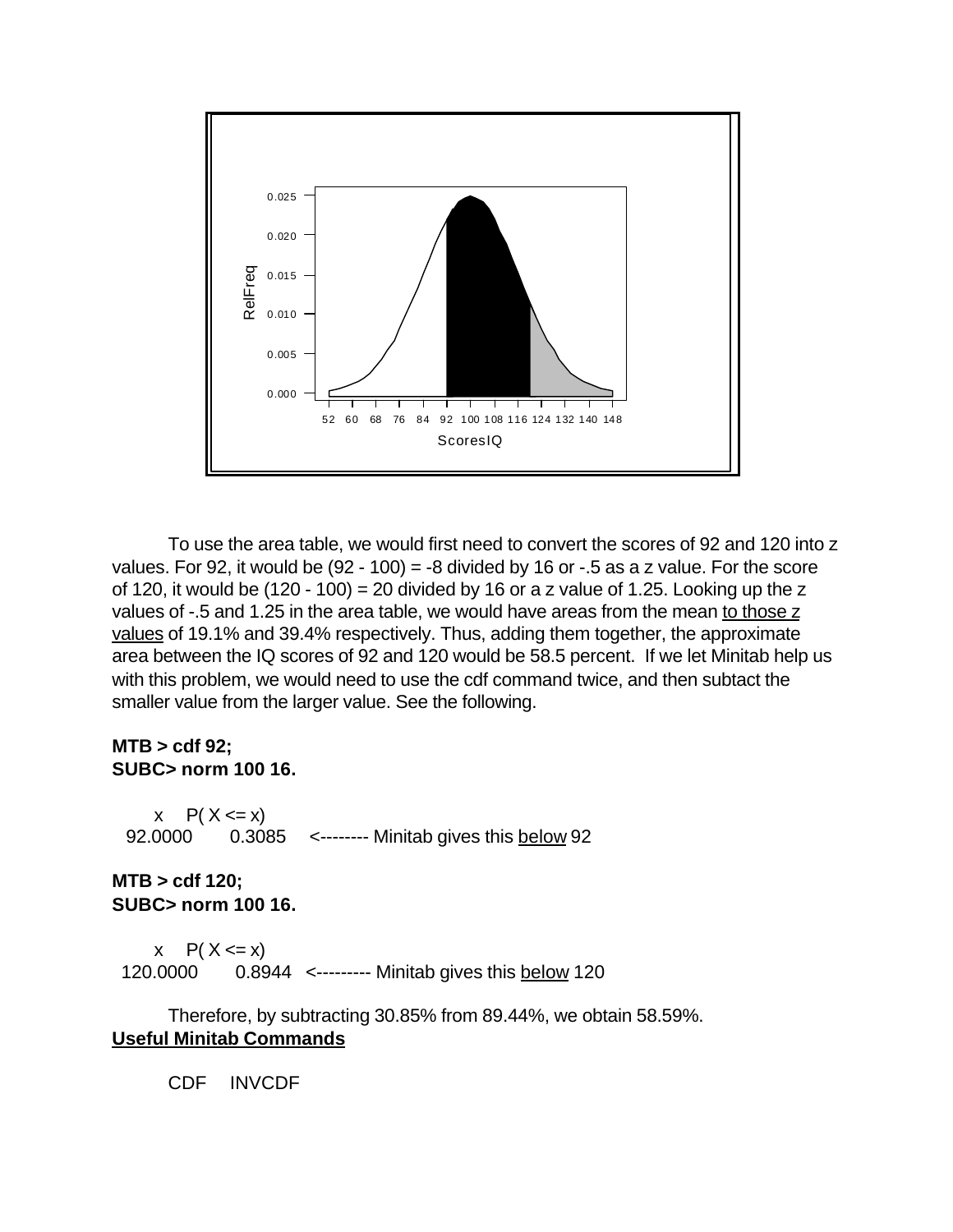To use the area table, we would first need to convert the scores of 92 and 120 into z values. For 92, it would be (92 - 100) = -8 divided by 16 or -.5 as a z value. For the score of 120, it would be (120 - 100) = 20 divided by 16 or a z value of 1.25. Looking up the z values of -.5 and 1.25 in the area table, we would have areas from the mean to those z values of 19.1% and 39.4% respectively. Thus, adding them together, the approximate area between the IQ scores of 92 and 120 would be 58.5 percent. If we let Minitab help us with this problem, we would need to use the cdf command twice, and then subtact the smaller value from the larger value. See the following.

**MTB > cdf 92;**
**SUBC> norm 100 16.**

```
     x    P( X <= x)
  92.0000       0.3085    <-------- Minitab gives this below 92
```

**MTB > cdf 120;**
**SUBC> norm 100 16.**

```
     x    P( X <= x)
 120.0000       0.8944   <--------- Minitab gives this below 120
```

Therefore, by subtracting 30.85% from 89.44%, we obtain 58.59%.

**Useful Minitab Commands**

CDF  INVCDF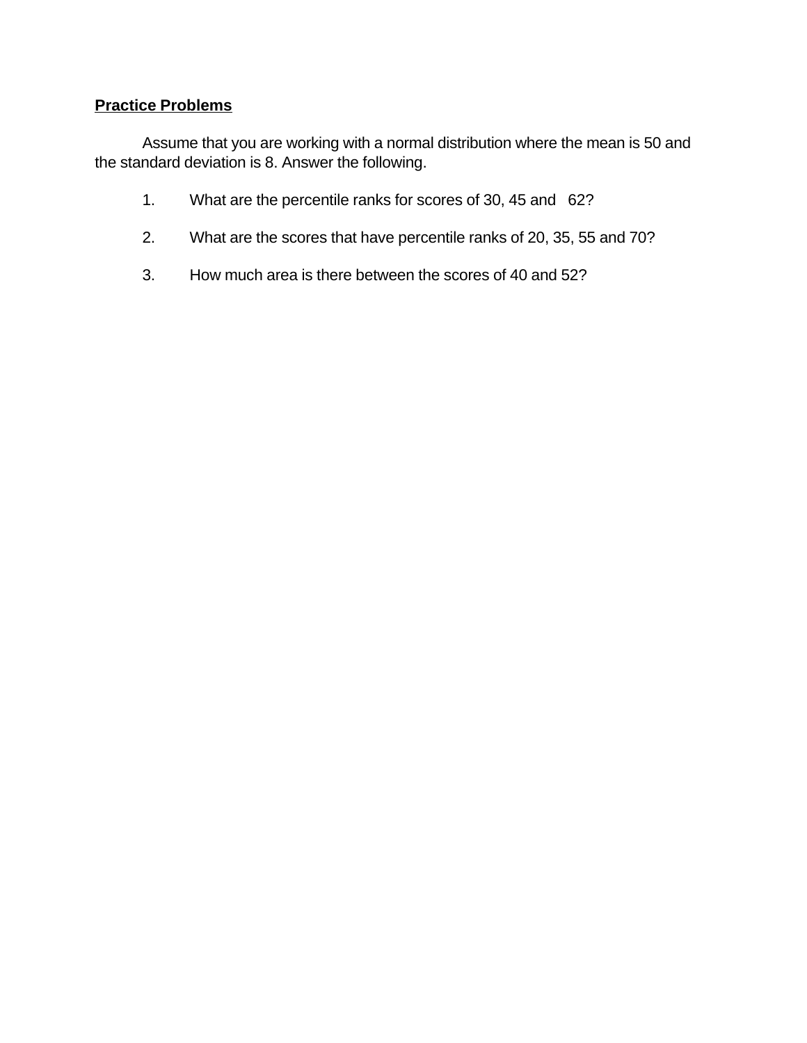**Practice Problems**

Assume that you are working with a normal distribution where the mean is 50 and the standard deviation is 8. Answer the following.

1. What are the percentile ranks for scores of 30, 45 and 62?

2. What are the scores that have percentile ranks of 20, 35, 55 and 70?

3. How much area is there between the scores of 40 and 52?